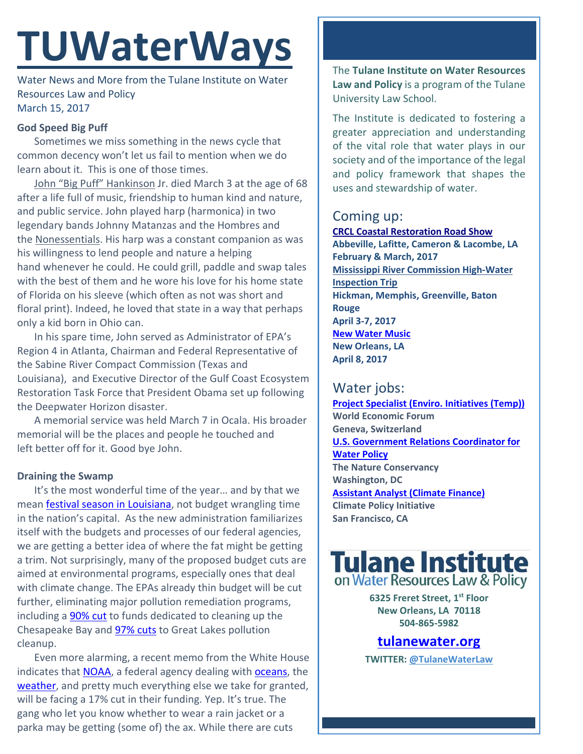# TUWaterWays

Water News and More from the Tulane Institute on Water Resources Law and Policy
March 15, 2017

**God Speed Big Puff**

Sometimes we miss something in the news cycle that common decency won't let us fail to mention when we do learn about it. This is one of those times.

John "Big Puff" Hankinson Jr. died March 3 at the age of 68 after a life full of music, friendship to human kind and nature, and public service. John played harp (harmonica) in two legendary bands Johnny Matanzas and the Hombres and the Nonessentials. His harp was a constant companion as was his willingness to lend people and nature a helping hand whenever he could. He could grill, paddle and swap tales with the best of them and he wore his love for his home state of Florida on his sleeve (which often as not was short and floral print). Indeed, he loved that state in a way that perhaps only a kid born in Ohio can.

In his spare time, John served as Administrator of EPA's Region 4 in Atlanta, Chairman and Federal Representative of the Sabine River Compact Commission (Texas and Louisiana), and Executive Director of the Gulf Coast Ecosystem Restoration Task Force that President Obama set up following the Deepwater Horizon disaster.

A memorial service was held March 7 in Ocala. His broader memorial will be the places and people he touched and left better off for it. Good bye John.

**Draining the Swamp**

It's the most wonderful time of the year… and by that we mean festival season in Louisiana, not budget wrangling time in the nation's capital. As the new administration familiarizes itself with the budgets and processes of our federal agencies, we are getting a better idea of where the fat might be getting a trim. Not surprisingly, many of the proposed budget cuts are aimed at environmental programs, especially ones that deal with climate change. The EPAs already thin budget will be cut further, eliminating major pollution remediation programs, including a 90% cut to funds dedicated to cleaning up the Chesapeake Bay and 97% cuts to Great Lakes pollution cleanup.

Even more alarming, a recent memo from the White House indicates that NOAA, a federal agency dealing with oceans, the weather, and pretty much everything else we take for granted, will be facing a 17% cut in their funding. Yep. It's true. The gang who let you know whether to wear a rain jacket or a parka may be getting (some of) the ax. While there are cuts

The **Tulane Institute on Water Resources Law and Policy** is a program of the Tulane University Law School.

The Institute is dedicated to fostering a greater appreciation and understanding of the vital role that water plays in our society and of the importance of the legal and policy framework that shapes the uses and stewardship of water.

## Coming up:

**CRCL Coastal Restoration Road Show**
**Abbeville, Lafitte, Cameron & Lacombe, LA**
**February & March, 2017**

**Mississippi River Commission High-Water Inspection Trip**
**Hickman, Memphis, Greenville, Baton Rouge**
**April 3-7, 2017**

**New Water Music**
**New Orleans, LA**
**April 8, 2017**

## Water jobs:

**Project Specialist (Enviro. Initiatives (Temp))**
**World Economic Forum**
**Geneva, Switzerland**

**U.S. Government Relations Coordinator for Water Policy**
**The Nature Conservancy**
**Washington, DC**

**Assistant Analyst (Climate Finance)**
**Climate Policy Initiative**
**San Francisco, CA**

**Tulane Institute on Water Resources Law & Policy**

**6325 Freret Street, 1st Floor**
**New Orleans, LA 70118**
**504-865-5982**

**tulanewater.org**

**TWITTER: @TulaneWaterLaw**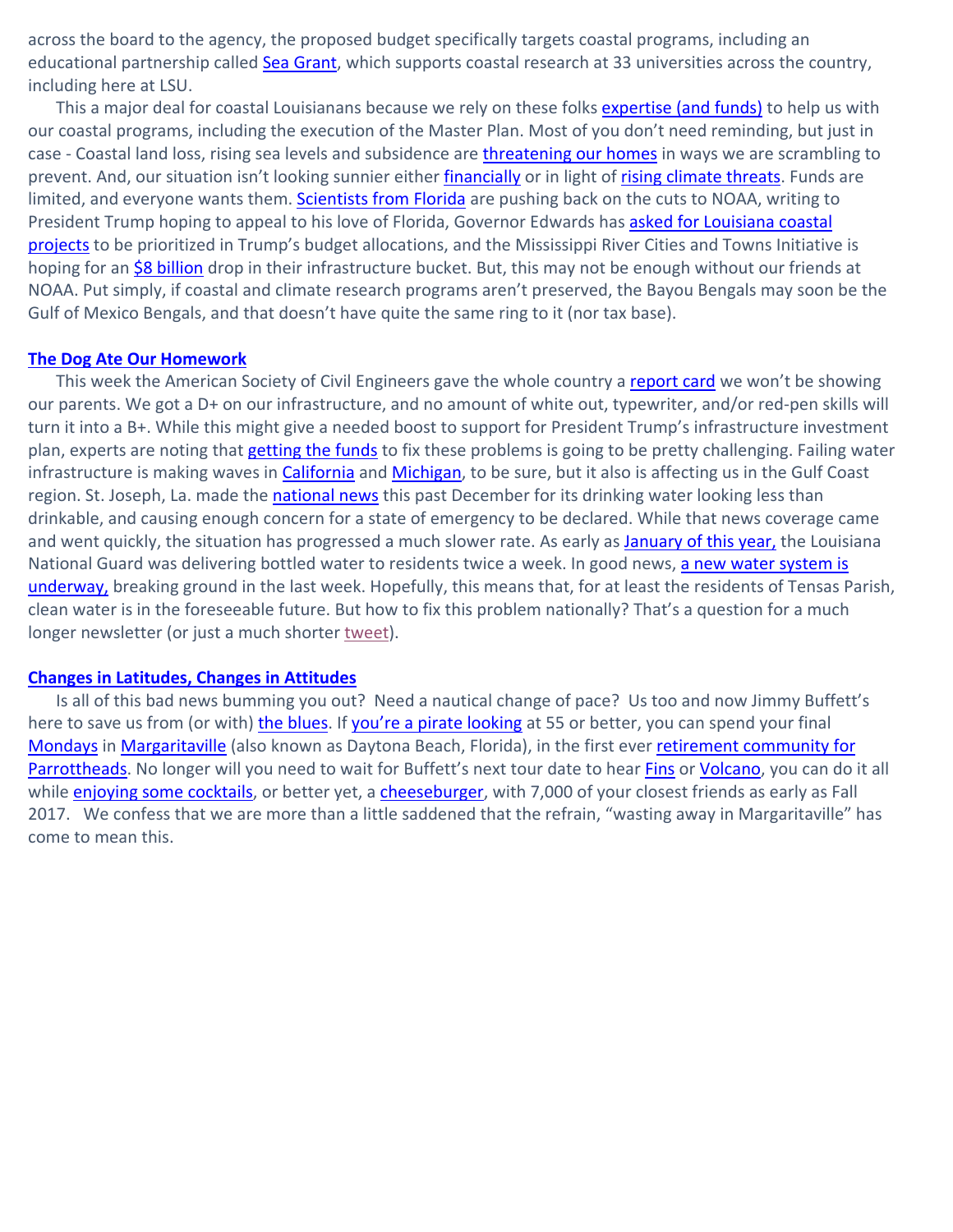across the board to the agency, the proposed budget specifically targets coastal programs, including an educational partnership called Sea Grant, which supports coastal research at 33 universities across the country, including here at LSU.

This a major deal for coastal Louisianans because we rely on these folks expertise (and funds) to help us with our coastal programs, including the execution of the Master Plan. Most of you don't need reminding, but just in case - Coastal land loss, rising sea levels and subsidence are threatening our homes in ways we are scrambling to prevent. And, our situation isn't looking sunnier either financially or in light of rising climate threats. Funds are limited, and everyone wants them. Scientists from Florida are pushing back on the cuts to NOAA, writing to President Trump hoping to appeal to his love of Florida, Governor Edwards has asked for Louisiana coastal projects to be prioritized in Trump's budget allocations, and the Mississippi River Cities and Towns Initiative is hoping for an $8 billion drop in their infrastructure bucket. But, this may not be enough without our friends at NOAA. Put simply, if coastal and climate research programs aren't preserved, the Bayou Bengals may soon be the Gulf of Mexico Bengals, and that doesn't have quite the same ring to it (nor tax base).

**The Dog Ate Our Homework**

This week the American Society of Civil Engineers gave the whole country a report card we won't be showing our parents. We got a D+ on our infrastructure, and no amount of white out, typewriter, and/or red-pen skills will turn it into a B+. While this might give a needed boost to support for President Trump's infrastructure investment plan, experts are noting that getting the funds to fix these problems is going to be pretty challenging. Failing water infrastructure is making waves in California and Michigan, to be sure, but it also is affecting us in the Gulf Coast region. St. Joseph, La. made the national news this past December for its drinking water looking less than drinkable, and causing enough concern for a state of emergency to be declared. While that news coverage came and went quickly, the situation has progressed a much slower rate. As early as January of this year, the Louisiana National Guard was delivering bottled water to residents twice a week. In good news, a new water system is underway, breaking ground in the last week. Hopefully, this means that, for at least the residents of Tensas Parish, clean water is in the foreseeable future. But how to fix this problem nationally? That's a question for a much longer newsletter (or just a much shorter tweet).

**Changes in Latitudes, Changes in Attitudes**

Is all of this bad news bumming you out? Need a nautical change of pace? Us too and now Jimmy Buffett's here to save us from (or with) the blues. If you're a pirate looking at 55 or better, you can spend your final Mondays in Margaritaville (also known as Daytona Beach, Florida), in the first ever retirement community for Parrottheads. No longer will you need to wait for Buffett's next tour date to hear Fins or Volcano, you can do it all while enjoying some cocktails, or better yet, a cheeseburger, with 7,000 of your closest friends as early as Fall 2017. We confess that we are more than a little saddened that the refrain, "wasting away in Margaritaville" has come to mean this.